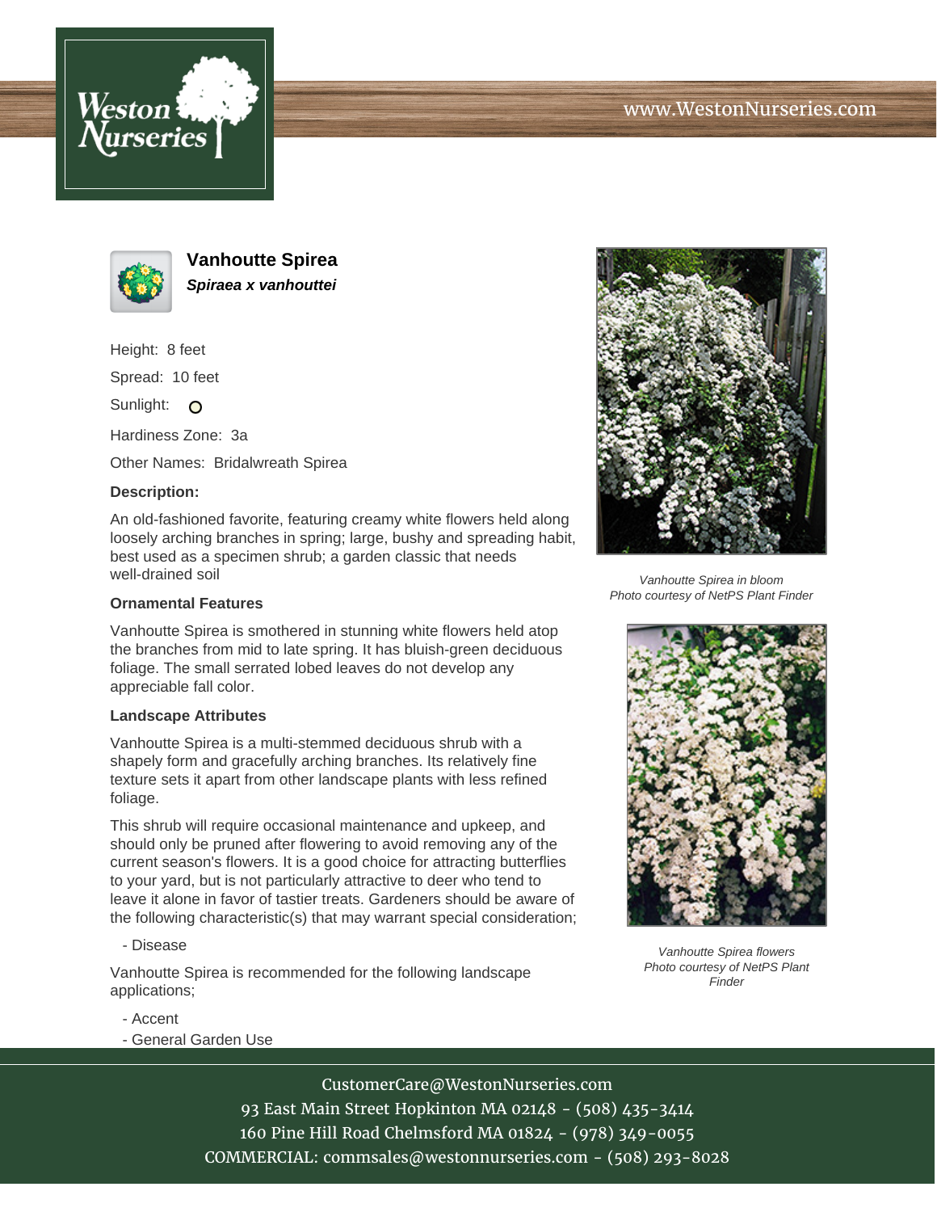# Vanhoutte Spirea

***Spiraea x vanhouttei***

Height: 8 feet

Spread: 10 feet

Sunlight: O

Hardiness Zone: 3a

Other Names: Bridalwreath Spirea

**Description:**

An old-fashioned favorite, featuring creamy white flowers held along loosely arching branches in spring; large, bushy and spreading habit, best used as a specimen shrub; a garden classic that needs well-drained soil

**Ornamental Features**

Vanhoutte Spirea is smothered in stunning white flowers held atop the branches from mid to late spring. It has bluish-green deciduous foliage. The small serrated lobed leaves do not develop any appreciable fall color.

**Landscape Attributes**

Vanhoutte Spirea is a multi-stemmed deciduous shrub with a shapely form and gracefully arching branches. Its relatively fine texture sets it apart from other landscape plants with less refined foliage.

This shrub will require occasional maintenance and upkeep, and should only be pruned after flowering to avoid removing any of the current season's flowers. It is a good choice for attracting butterflies to your yard, but is not particularly attractive to deer who tend to leave it alone in favor of tastier treats. Gardeners should be aware of the following characteristic(s) that may warrant special consideration;

- Disease

Vanhoutte Spirea is recommended for the following landscape applications;

- Accent
- General Garden Use

*Vanhoutte Spirea in bloom*
*Photo courtesy of NetPS Plant Finder*

*Vanhoutte Spirea flowers*
*Photo courtesy of NetPS Plant Finder*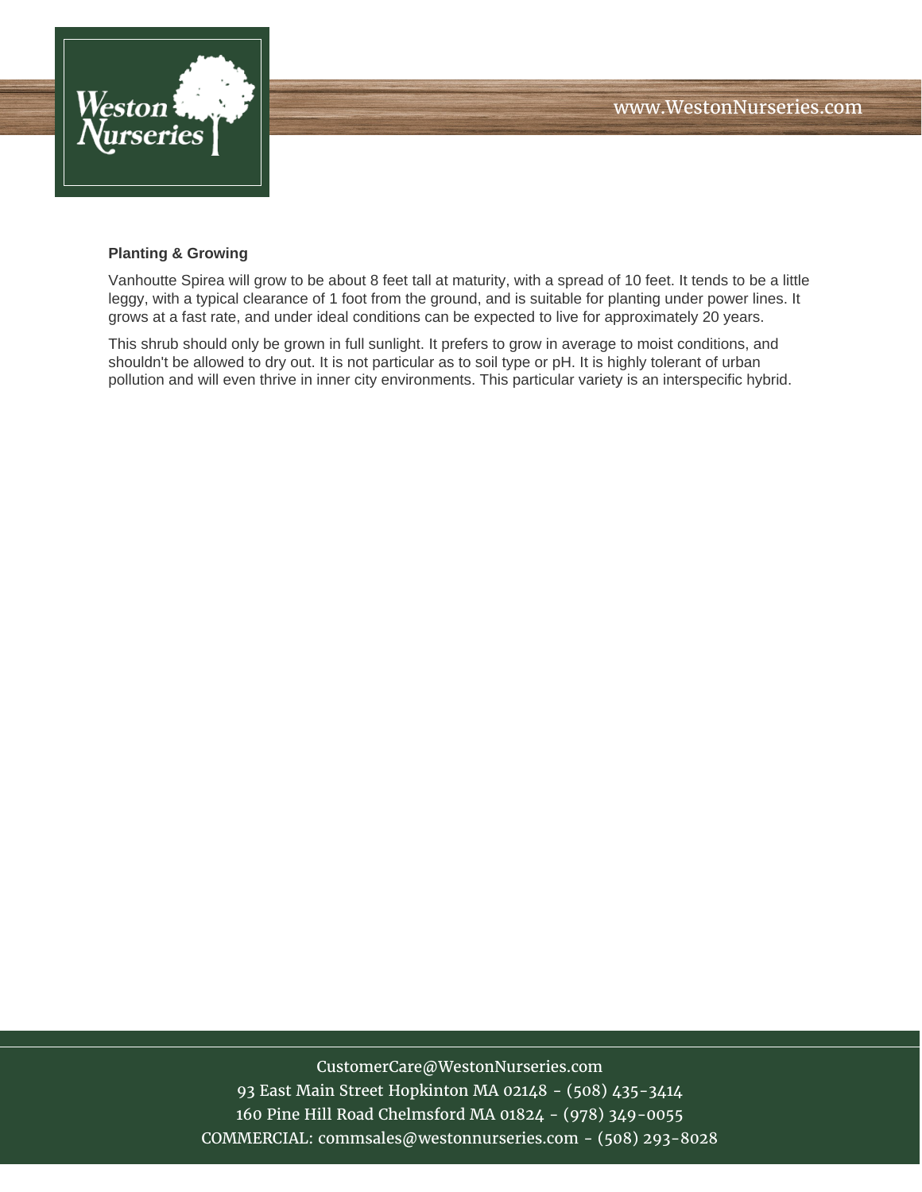### Planting & Growing

Vanhoutte Spirea will grow to be about 8 feet tall at maturity, with a spread of 10 feet. It tends to be a little leggy, with a typical clearance of 1 foot from the ground, and is suitable for planting under power lines. It grows at a fast rate, and under ideal conditions can be expected to live for approximately 20 years.

This shrub should only be grown in full sunlight. It prefers to grow in average to moist conditions, and shouldn't be allowed to dry out. It is not particular as to soil type or pH. It is highly tolerant of urban pollution and will even thrive in inner city environments. This particular variety is an interspecific hybrid.